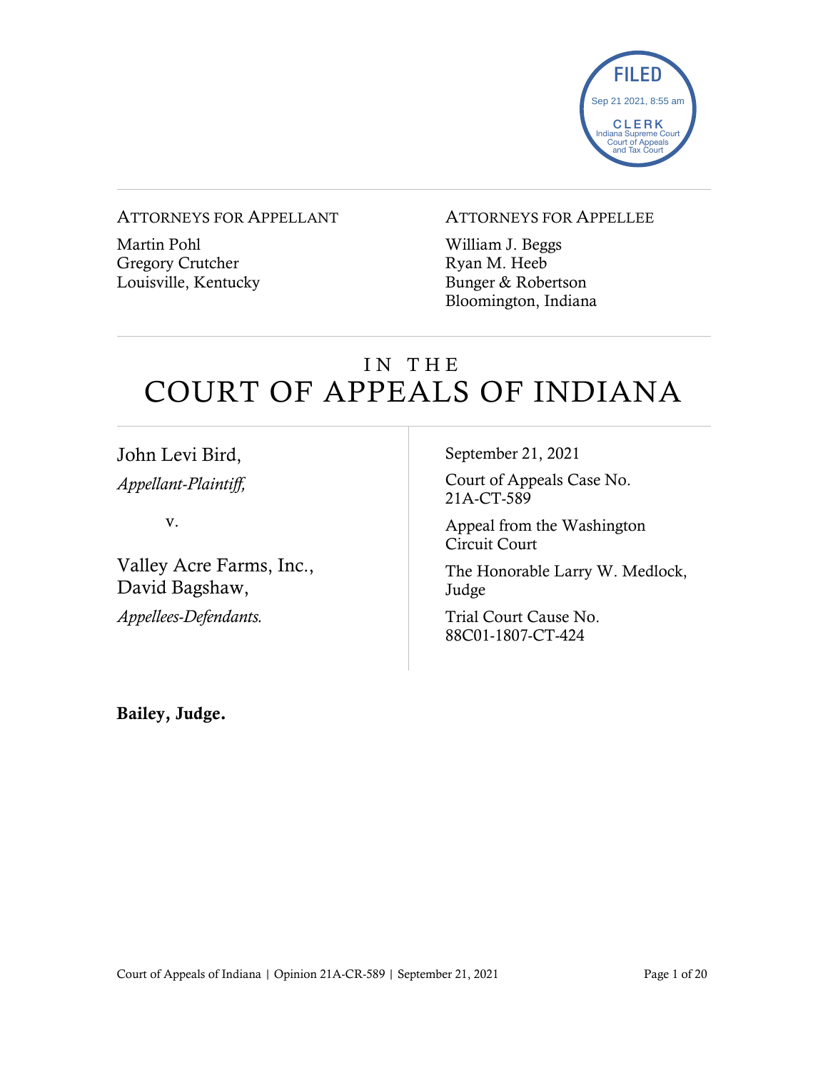FILED
Sep 21 2021, 8:55 am
CLERK
Indiana Supreme Court
Court of Appeals
and Tax Court

---

ATTORNEYS FOR APPELLANT

Martin Pohl
Gregory Crutcher
Louisville, Kentucky

ATTORNEYS FOR APPELLEE

William J. Beggs
Ryan M. Heeb
Bunger & Robertson
Bloomington, Indiana

---

# IN THE COURT OF APPEALS OF INDIANA

John Levi Bird,
*Appellant-Plaintiff,*

v.

Valley Acre Farms, Inc.,
David Bagshaw,
*Appellees-Defendants.*

September 21, 2021

Court of Appeals Case No.
21A-CT-589

Appeal from the Washington
Circuit Court

The Honorable Larry W. Medlock,
Judge

Trial Court Cause No.
88C01-1807-CT-424

**Bailey, Judge.**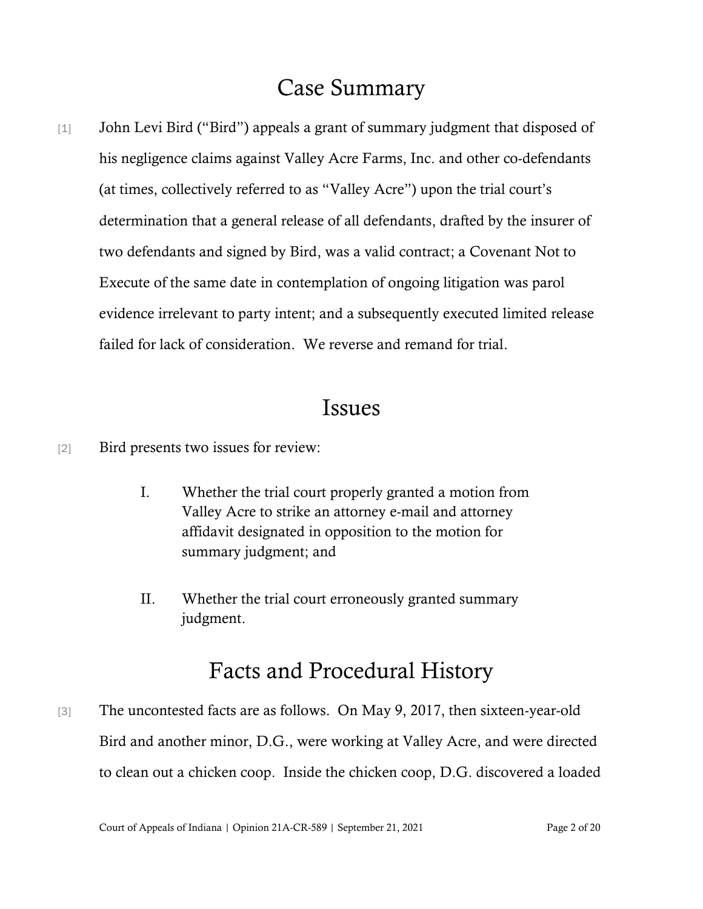## Case Summary

[1] John Levi Bird ("Bird") appeals a grant of summary judgment that disposed of his negligence claims against Valley Acre Farms, Inc. and other co-defendants (at times, collectively referred to as "Valley Acre") upon the trial court's determination that a general release of all defendants, drafted by the insurer of two defendants and signed by Bird, was a valid contract; a Covenant Not to Execute of the same date in contemplation of ongoing litigation was parol evidence irrelevant to party intent; and a subsequently executed limited release failed for lack of consideration. We reverse and remand for trial.

## Issues

[2] Bird presents two issues for review:

> I. Whether the trial court properly granted a motion from Valley Acre to strike an attorney e-mail and attorney affidavit designated in opposition to the motion for summary judgment; and
>
> II. Whether the trial court erroneously granted summary judgment.

## Facts and Procedural History

[3] The uncontested facts are as follows. On May 9, 2017, then sixteen-year-old Bird and another minor, D.G., were working at Valley Acre, and were directed to clean out a chicken coop. Inside the chicken coop, D.G. discovered a loaded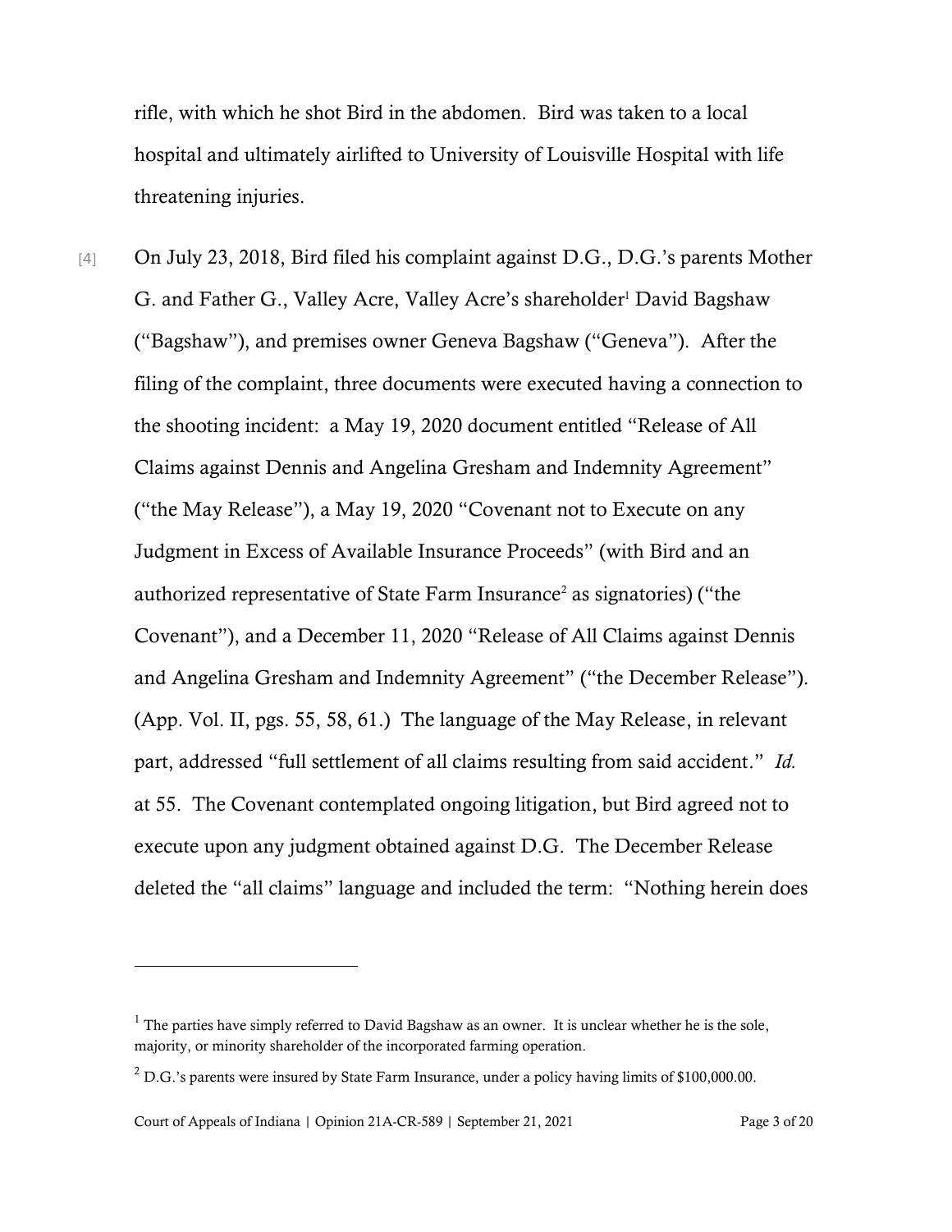rifle, with which he shot Bird in the abdomen. Bird was taken to a local hospital and ultimately airlifted to University of Louisville Hospital with life threatening injuries.

[4] On July 23, 2018, Bird filed his complaint against D.G., D.G.'s parents Mother G. and Father G., Valley Acre, Valley Acre's shareholder[1] David Bagshaw ("Bagshaw"), and premises owner Geneva Bagshaw ("Geneva"). After the filing of the complaint, three documents were executed having a connection to the shooting incident: a May 19, 2020 document entitled "Release of All Claims against Dennis and Angelina Gresham and Indemnity Agreement" ("the May Release"), a May 19, 2020 "Covenant not to Execute on any Judgment in Excess of Available Insurance Proceeds" (with Bird and an authorized representative of State Farm Insurance[2] as signatories) ("the Covenant"), and a December 11, 2020 "Release of All Claims against Dennis and Angelina Gresham and Indemnity Agreement" ("the December Release"). (App. Vol. II, pgs. 55, 58, 61.) The language of the May Release, in relevant part, addressed "full settlement of all claims resulting from said accident." *Id.* at 55. The Covenant contemplated ongoing litigation, but Bird agreed not to execute upon any judgment obtained against D.G. The December Release deleted the "all claims" language and included the term: "Nothing herein does

---

[1] The parties have simply referred to David Bagshaw as an owner. It is unclear whether he is the sole, majority, or minority shareholder of the incorporated farming operation.

[2] D.G.'s parents were insured by State Farm Insurance, under a policy having limits of $100,000.00.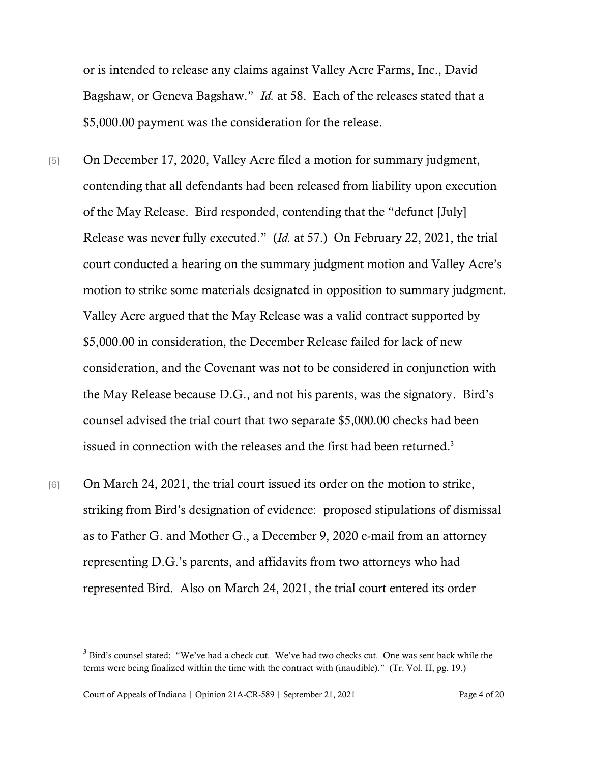or is intended to release any claims against Valley Acre Farms, Inc., David Bagshaw, or Geneva Bagshaw." *Id.* at 58. Each of the releases stated that a $5,000.00 payment was the consideration for the release.

[5] On December 17, 2020, Valley Acre filed a motion for summary judgment, contending that all defendants had been released from liability upon execution of the May Release. Bird responded, contending that the "defunct [July] Release was never fully executed." (*Id.* at 57.) On February 22, 2021, the trial court conducted a hearing on the summary judgment motion and Valley Acre's motion to strike some materials designated in opposition to summary judgment. Valley Acre argued that the May Release was a valid contract supported by $5,000.00 in consideration, the December Release failed for lack of new consideration, and the Covenant was not to be considered in conjunction with the May Release because D.G., and not his parents, was the signatory. Bird's counsel advised the trial court that two separate $5,000.00 checks had been issued in connection with the releases and the first had been returned.[3]

[6] On March 24, 2021, the trial court issued its order on the motion to strike, striking from Bird's designation of evidence: proposed stipulations of dismissal as to Father G. and Mother G., a December 9, 2020 e-mail from an attorney representing D.G.'s parents, and affidavits from two attorneys who had represented Bird. Also on March 24, 2021, the trial court entered its order

[3] Bird's counsel stated: "We've had a check cut. We've had two checks cut. One was sent back while the terms were being finalized within the time with the contract with (inaudible)." (Tr. Vol. II, pg. 19.)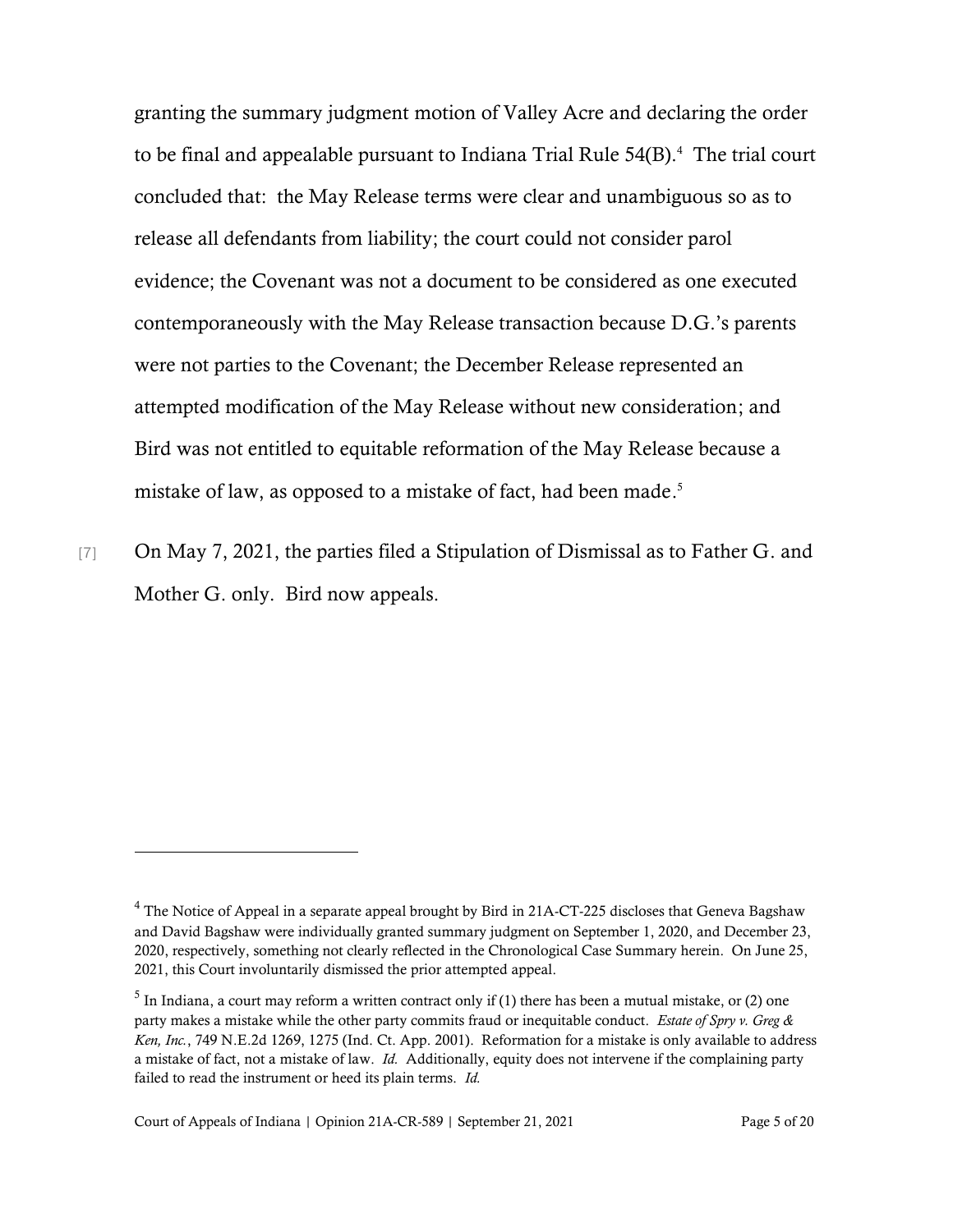granting the summary judgment motion of Valley Acre and declaring the order to be final and appealable pursuant to Indiana Trial Rule 54(B).[4] The trial court concluded that: the May Release terms were clear and unambiguous so as to release all defendants from liability; the court could not consider parol evidence; the Covenant was not a document to be considered as one executed contemporaneously with the May Release transaction because D.G.'s parents were not parties to the Covenant; the December Release represented an attempted modification of the May Release without new consideration; and Bird was not entitled to equitable reformation of the May Release because a mistake of law, as opposed to a mistake of fact, had been made.[5]

[7] On May 7, 2021, the parties filed a Stipulation of Dismissal as to Father G. and Mother G. only. Bird now appeals.

---

[4] The Notice of Appeal in a separate appeal brought by Bird in 21A-CT-225 discloses that Geneva Bagshaw and David Bagshaw were individually granted summary judgment on September 1, 2020, and December 23, 2020, respectively, something not clearly reflected in the Chronological Case Summary herein. On June 25, 2021, this Court involuntarily dismissed the prior attempted appeal.

[5] In Indiana, a court may reform a written contract only if (1) there has been a mutual mistake, or (2) one party makes a mistake while the other party commits fraud or inequitable conduct. *Estate of Spry v. Greg & Ken, Inc.*, 749 N.E.2d 1269, 1275 (Ind. Ct. App. 2001). Reformation for a mistake is only available to address a mistake of fact, not a mistake of law. *Id.* Additionally, equity does not intervene if the complaining party failed to read the instrument or heed its plain terms. *Id.*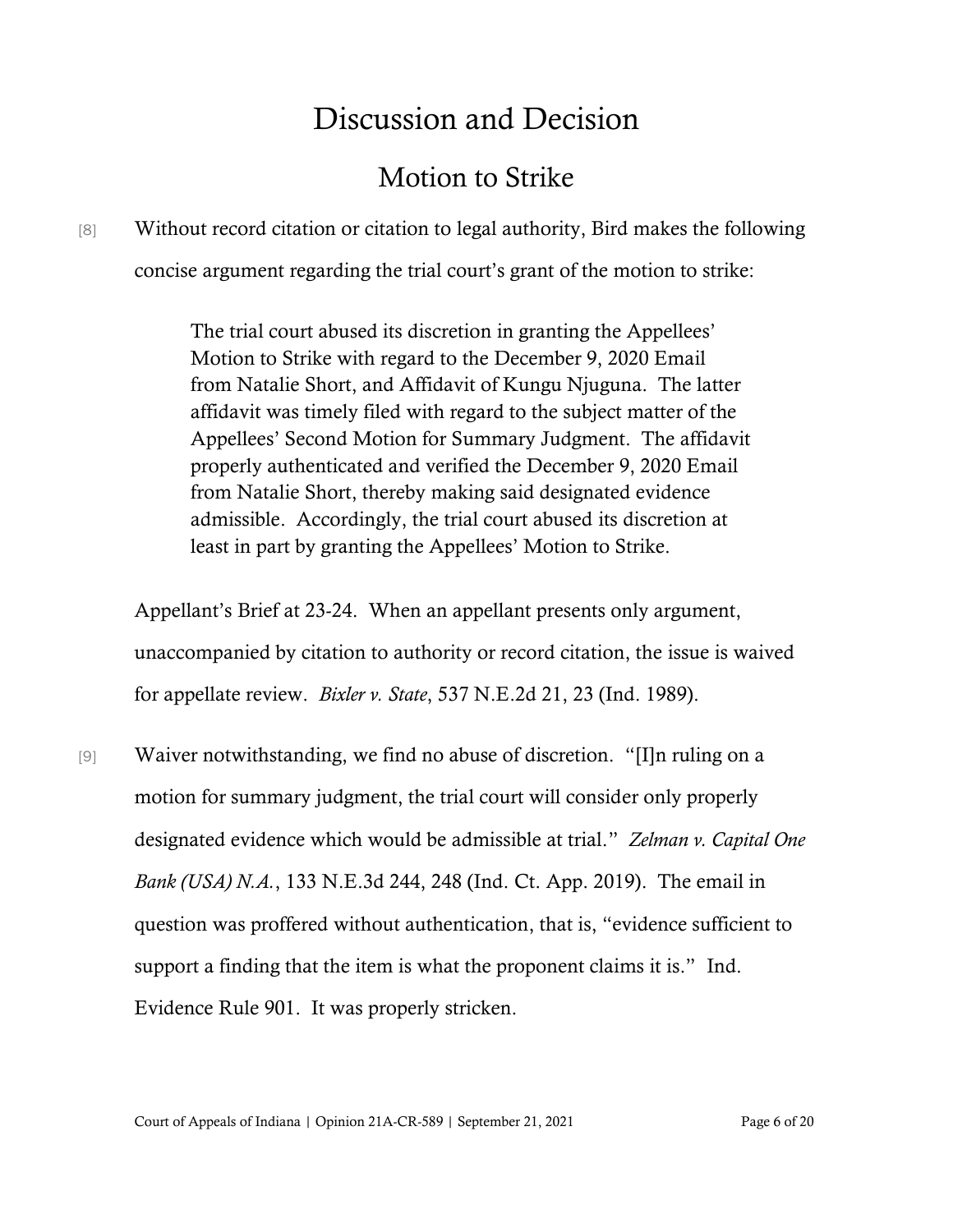# Discussion and Decision

## Motion to Strike

[8] Without record citation or citation to legal authority, Bird makes the following concise argument regarding the trial court's grant of the motion to strike:

> The trial court abused its discretion in granting the Appellees' Motion to Strike with regard to the December 9, 2020 Email from Natalie Short, and Affidavit of Kungu Njuguna. The latter affidavit was timely filed with regard to the subject matter of the Appellees' Second Motion for Summary Judgment. The affidavit properly authenticated and verified the December 9, 2020 Email from Natalie Short, thereby making said designated evidence admissible. Accordingly, the trial court abused its discretion at least in part by granting the Appellees' Motion to Strike.

Appellant's Brief at 23-24. When an appellant presents only argument, unaccompanied by citation to authority or record citation, the issue is waived for appellate review. *Bixler v. State*, 537 N.E.2d 21, 23 (Ind. 1989).

[9] Waiver notwithstanding, we find no abuse of discretion. "[I]n ruling on a motion for summary judgment, the trial court will consider only properly designated evidence which would be admissible at trial." *Zelman v. Capital One Bank (USA) N.A.*, 133 N.E.3d 244, 248 (Ind. Ct. App. 2019). The email in question was proffered without authentication, that is, "evidence sufficient to support a finding that the item is what the proponent claims it is." Ind. Evidence Rule 901. It was properly stricken.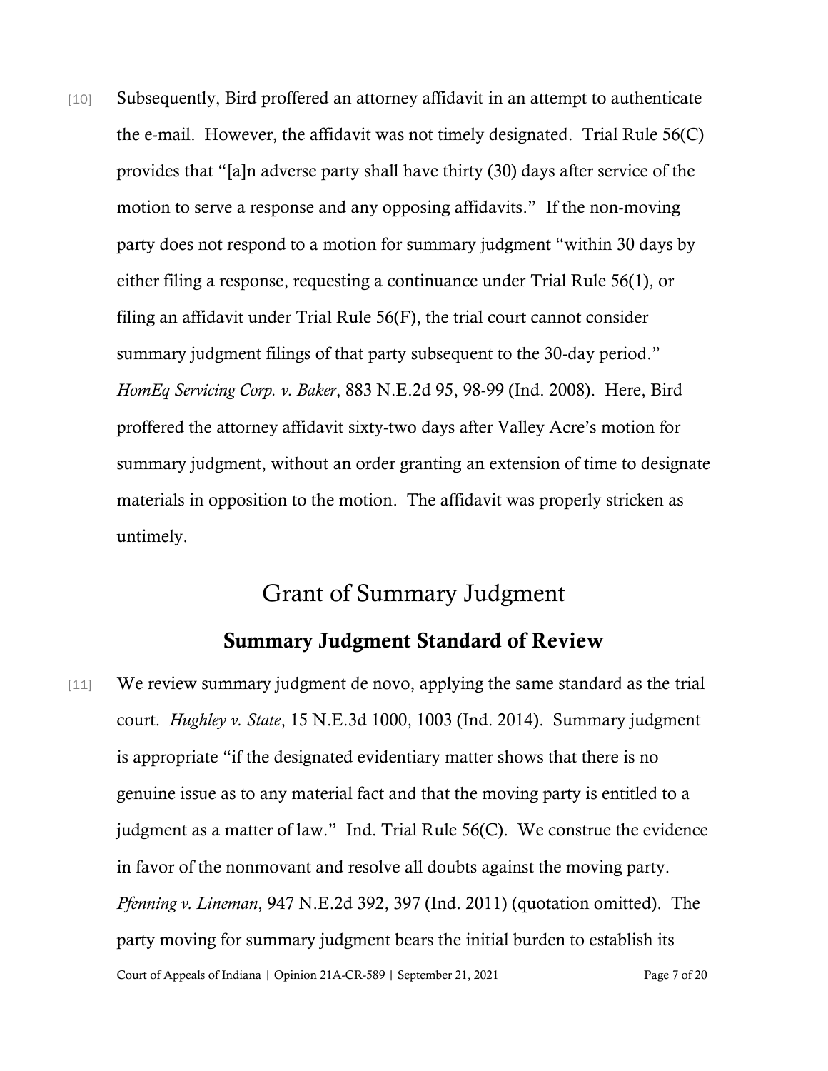[10] Subsequently, Bird proffered an attorney affidavit in an attempt to authenticate the e-mail. However, the affidavit was not timely designated. Trial Rule 56(C) provides that "[a]n adverse party shall have thirty (30) days after service of the motion to serve a response and any opposing affidavits." If the non-moving party does not respond to a motion for summary judgment "within 30 days by either filing a response, requesting a continuance under Trial Rule 56(1), or filing an affidavit under Trial Rule 56(F), the trial court cannot consider summary judgment filings of that party subsequent to the 30-day period." *HomEq Servicing Corp. v. Baker*, 883 N.E.2d 95, 98-99 (Ind. 2008). Here, Bird proffered the attorney affidavit sixty-two days after Valley Acre's motion for summary judgment, without an order granting an extension of time to designate materials in opposition to the motion. The affidavit was properly stricken as untimely.

## Grant of Summary Judgment

### Summary Judgment Standard of Review

[11] We review summary judgment de novo, applying the same standard as the trial court. *Hughley v. State*, 15 N.E.3d 1000, 1003 (Ind. 2014). Summary judgment is appropriate "if the designated evidentiary matter shows that there is no genuine issue as to any material fact and that the moving party is entitled to a judgment as a matter of law." Ind. Trial Rule 56(C). We construe the evidence in favor of the nonmovant and resolve all doubts against the moving party. *Pfenning v. Lineman*, 947 N.E.2d 392, 397 (Ind. 2011) (quotation omitted). The party moving for summary judgment bears the initial burden to establish its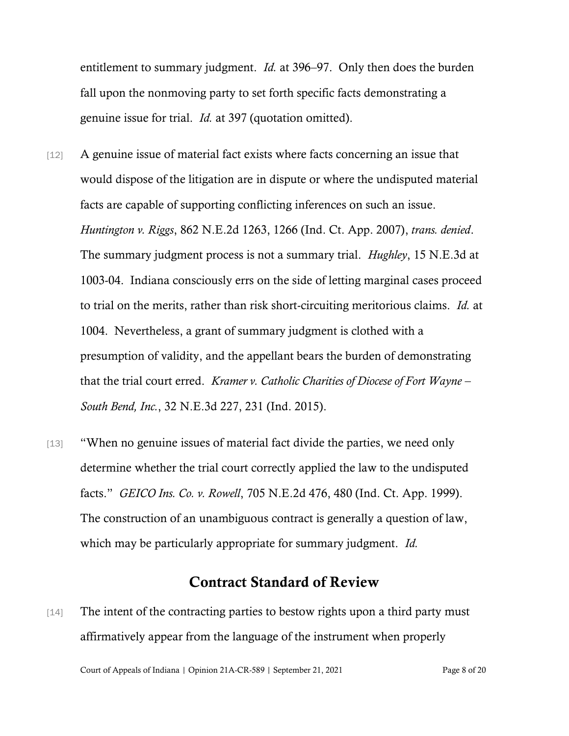entitlement to summary judgment. *Id.* at 396–97. Only then does the burden fall upon the nonmoving party to set forth specific facts demonstrating a genuine issue for trial. *Id.* at 397 (quotation omitted).

[12] A genuine issue of material fact exists where facts concerning an issue that would dispose of the litigation are in dispute or where the undisputed material facts are capable of supporting conflicting inferences on such an issue. *Huntington v. Riggs*, 862 N.E.2d 1263, 1266 (Ind. Ct. App. 2007), *trans. denied*. The summary judgment process is not a summary trial. *Hughley*, 15 N.E.3d at 1003-04. Indiana consciously errs on the side of letting marginal cases proceed to trial on the merits, rather than risk short-circuiting meritorious claims. *Id.* at 1004. Nevertheless, a grant of summary judgment is clothed with a presumption of validity, and the appellant bears the burden of demonstrating that the trial court erred. *Kramer v. Catholic Charities of Diocese of Fort Wayne – South Bend, Inc.*, 32 N.E.3d 227, 231 (Ind. 2015).

[13] "When no genuine issues of material fact divide the parties, we need only determine whether the trial court correctly applied the law to the undisputed facts." *GEICO Ins. Co. v. Rowell*, 705 N.E.2d 476, 480 (Ind. Ct. App. 1999). The construction of an unambiguous contract is generally a question of law, which may be particularly appropriate for summary judgment. *Id.*

## Contract Standard of Review

[14] The intent of the contracting parties to bestow rights upon a third party must affirmatively appear from the language of the instrument when properly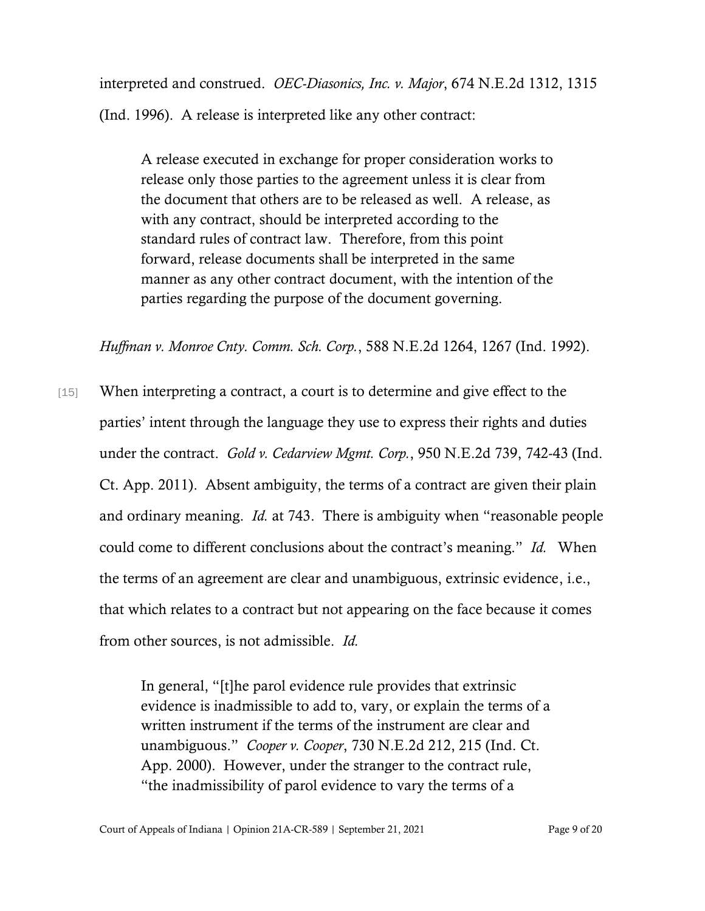interpreted and construed. *OEC-Diasonics, Inc. v. Major*, 674 N.E.2d 1312, 1315 (Ind. 1996). A release is interpreted like any other contract:

> A release executed in exchange for proper consideration works to release only those parties to the agreement unless it is clear from the document that others are to be released as well. A release, as with any contract, should be interpreted according to the standard rules of contract law. Therefore, from this point forward, release documents shall be interpreted in the same manner as any other contract document, with the intention of the parties regarding the purpose of the document governing.

*Huffman v. Monroe Cnty. Comm. Sch. Corp.*, 588 N.E.2d 1264, 1267 (Ind. 1992).

[15] When interpreting a contract, a court is to determine and give effect to the parties' intent through the language they use to express their rights and duties under the contract. *Gold v. Cedarview Mgmt. Corp.*, 950 N.E.2d 739, 742-43 (Ind. Ct. App. 2011). Absent ambiguity, the terms of a contract are given their plain and ordinary meaning. *Id.* at 743. There is ambiguity when "reasonable people could come to different conclusions about the contract's meaning." *Id.* When the terms of an agreement are clear and unambiguous, extrinsic evidence, i.e., that which relates to a contract but not appearing on the face because it comes from other sources, is not admissible. *Id.*

> In general, "[t]he parol evidence rule provides that extrinsic evidence is inadmissible to add to, vary, or explain the terms of a written instrument if the terms of the instrument are clear and unambiguous." *Cooper v. Cooper*, 730 N.E.2d 212, 215 (Ind. Ct. App. 2000). However, under the stranger to the contract rule, "the inadmissibility of parol evidence to vary the terms of a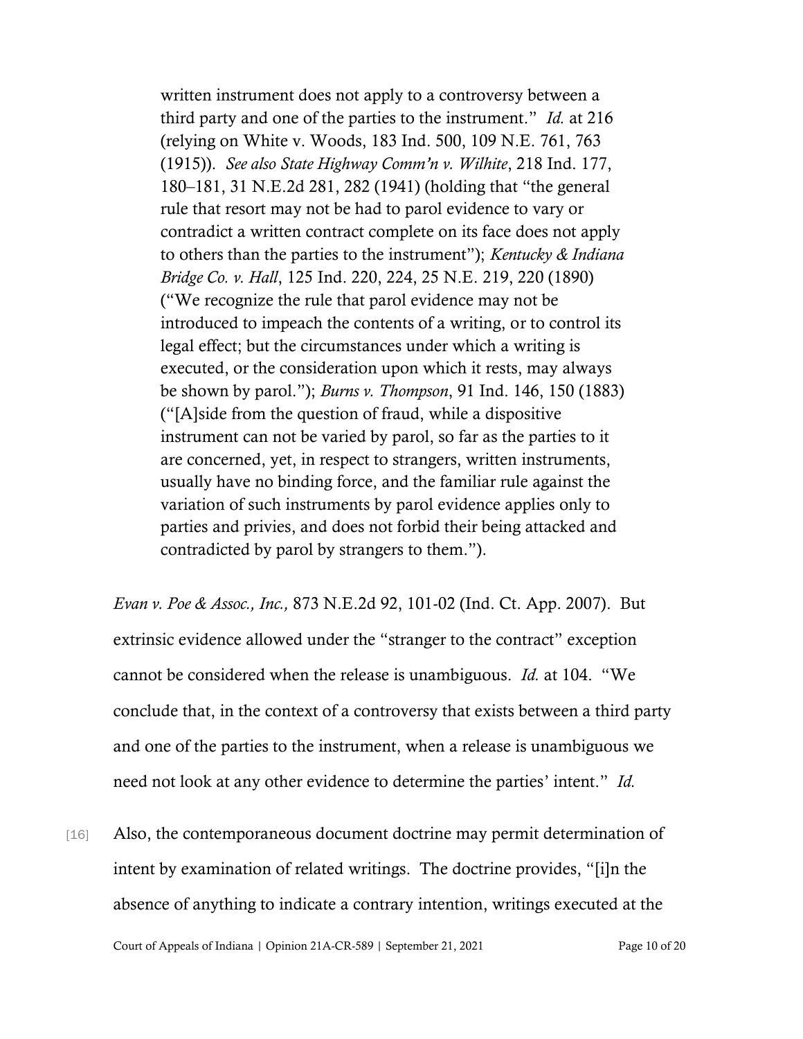> written instrument does not apply to a controversy between a third party and one of the parties to the instrument." *Id.* at 216 (relying on White v. Woods, 183 Ind. 500, 109 N.E. 761, 763 (1915)). *See also State Highway Comm'n v. Wilhite*, 218 Ind. 177, 180–181, 31 N.E.2d 281, 282 (1941) (holding that "the general rule that resort may not be had to parol evidence to vary or contradict a written contract complete on its face does not apply to others than the parties to the instrument"); *Kentucky & Indiana Bridge Co. v. Hall*, 125 Ind. 220, 224, 25 N.E. 219, 220 (1890) ("We recognize the rule that parol evidence may not be introduced to impeach the contents of a writing, or to control its legal effect; but the circumstances under which a writing is executed, or the consideration upon which it rests, may always be shown by parol."); *Burns v. Thompson*, 91 Ind. 146, 150 (1883) ("[A]side from the question of fraud, while a dispositive instrument can not be varied by parol, so far as the parties to it are concerned, yet, in respect to strangers, written instruments, usually have no binding force, and the familiar rule against the variation of such instruments by parol evidence applies only to parties and privies, and does not forbid their being attacked and contradicted by parol by strangers to them.").

*Evan v. Poe & Assoc., Inc.,* 873 N.E.2d 92, 101-02 (Ind. Ct. App. 2007). But extrinsic evidence allowed under the "stranger to the contract" exception cannot be considered when the release is unambiguous. *Id.* at 104. "We conclude that, in the context of a controversy that exists between a third party and one of the parties to the instrument, when a release is unambiguous we need not look at any other evidence to determine the parties' intent." *Id.*

[16] Also, the contemporaneous document doctrine may permit determination of intent by examination of related writings. The doctrine provides, "[i]n the absence of anything to indicate a contrary intention, writings executed at the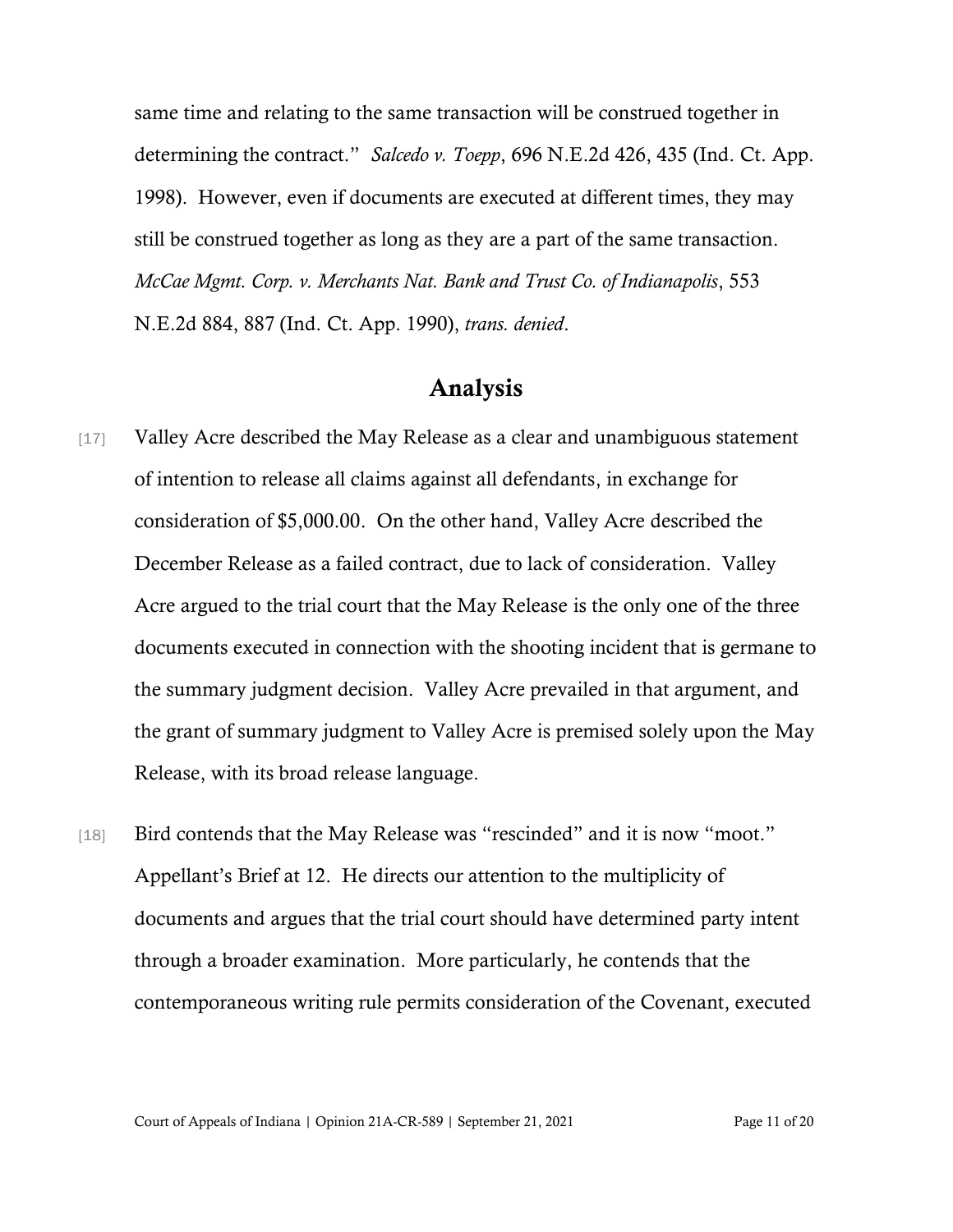same time and relating to the same transaction will be construed together in determining the contract." *Salcedo v. Toepp*, 696 N.E.2d 426, 435 (Ind. Ct. App. 1998). However, even if documents are executed at different times, they may still be construed together as long as they are a part of the same transaction. *McCae Mgmt. Corp. v. Merchants Nat. Bank and Trust Co. of Indianapolis*, 553 N.E.2d 884, 887 (Ind. Ct. App. 1990), *trans. denied*.

## Analysis

[17] Valley Acre described the May Release as a clear and unambiguous statement of intention to release all claims against all defendants, in exchange for consideration of $5,000.00. On the other hand, Valley Acre described the December Release as a failed contract, due to lack of consideration. Valley Acre argued to the trial court that the May Release is the only one of the three documents executed in connection with the shooting incident that is germane to the summary judgment decision. Valley Acre prevailed in that argument, and the grant of summary judgment to Valley Acre is premised solely upon the May Release, with its broad release language.

[18] Bird contends that the May Release was "rescinded" and it is now "moot." Appellant's Brief at 12. He directs our attention to the multiplicity of documents and argues that the trial court should have determined party intent through a broader examination. More particularly, he contends that the contemporaneous writing rule permits consideration of the Covenant, executed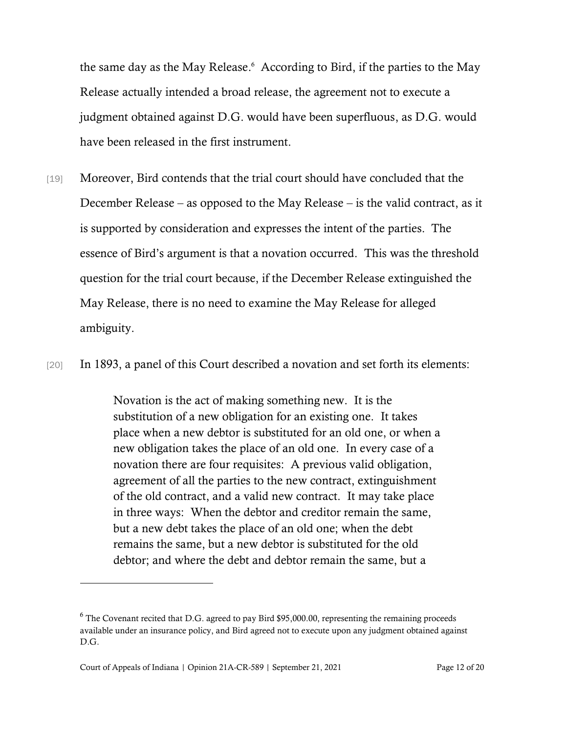the same day as the May Release.[6] According to Bird, if the parties to the May Release actually intended a broad release, the agreement not to execute a judgment obtained against D.G. would have been superfluous, as D.G. would have been released in the first instrument.

[19] Moreover, Bird contends that the trial court should have concluded that the December Release – as opposed to the May Release – is the valid contract, as it is supported by consideration and expresses the intent of the parties. The essence of Bird's argument is that a novation occurred. This was the threshold question for the trial court because, if the December Release extinguished the May Release, there is no need to examine the May Release for alleged ambiguity.

[20] In 1893, a panel of this Court described a novation and set forth its elements:

> Novation is the act of making something new. It is the substitution of a new obligation for an existing one. It takes place when a new debtor is substituted for an old one, or when a new obligation takes the place of an old one. In every case of a novation there are four requisites: A previous valid obligation, agreement of all the parties to the new contract, extinguishment of the old contract, and a valid new contract. It may take place in three ways: When the debtor and creditor remain the same, but a new debt takes the place of an old one; when the debt remains the same, but a new debtor is substituted for the old debtor; and where the debt and debtor remain the same, but a

---

[6] The Covenant recited that D.G. agreed to pay Bird $95,000.00, representing the remaining proceeds available under an insurance policy, and Bird agreed not to execute upon any judgment obtained against D.G.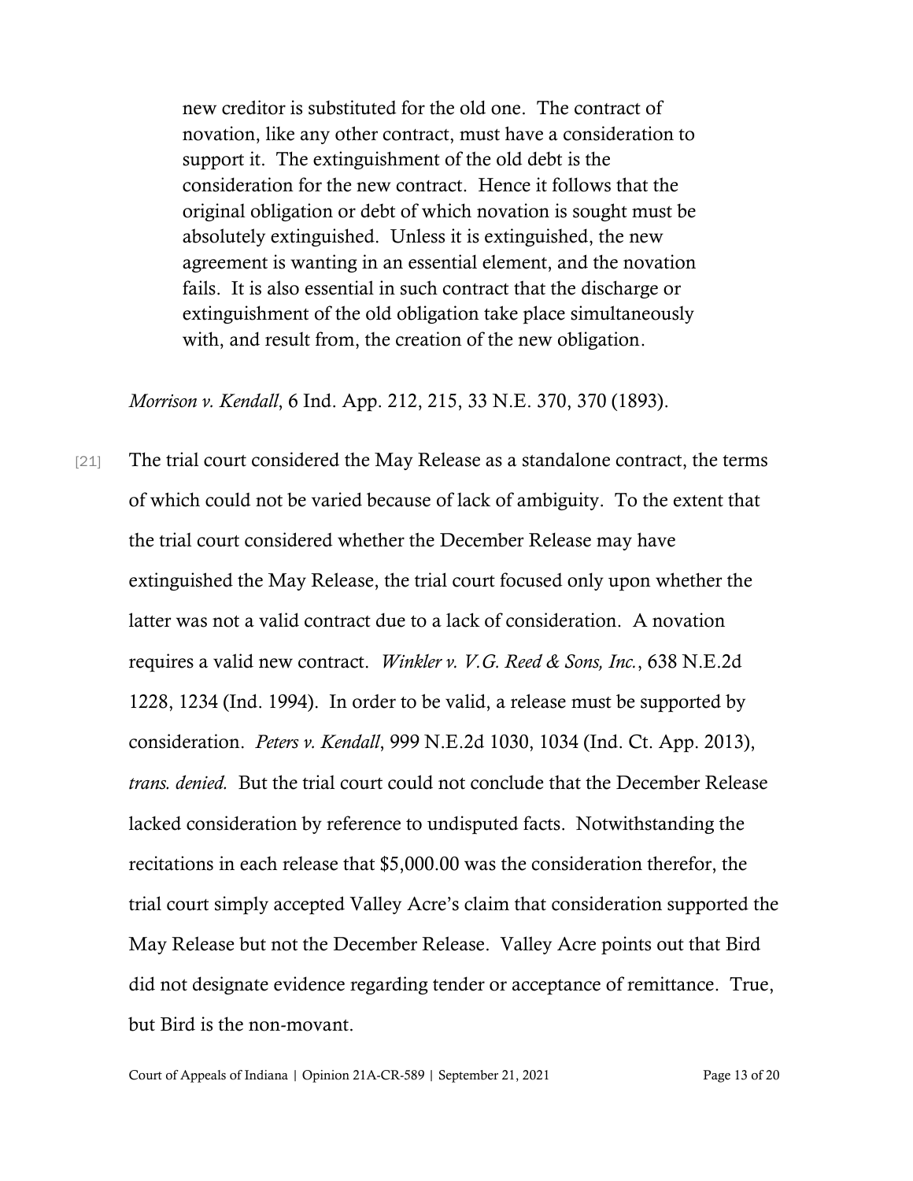> new creditor is substituted for the old one. The contract of novation, like any other contract, must have a consideration to support it. The extinguishment of the old debt is the consideration for the new contract. Hence it follows that the original obligation or debt of which novation is sought must be absolutely extinguished. Unless it is extinguished, the new agreement is wanting in an essential element, and the novation fails. It is also essential in such contract that the discharge or extinguishment of the old obligation take place simultaneously with, and result from, the creation of the new obligation.

*Morrison v. Kendall*, 6 Ind. App. 212, 215, 33 N.E. 370, 370 (1893).

[21] The trial court considered the May Release as a standalone contract, the terms of which could not be varied because of lack of ambiguity. To the extent that the trial court considered whether the December Release may have extinguished the May Release, the trial court focused only upon whether the latter was not a valid contract due to a lack of consideration. A novation requires a valid new contract. *Winkler v. V.G. Reed & Sons, Inc.*, 638 N.E.2d 1228, 1234 (Ind. 1994). In order to be valid, a release must be supported by consideration. *Peters v. Kendall*, 999 N.E.2d 1030, 1034 (Ind. Ct. App. 2013), *trans. denied.* But the trial court could not conclude that the December Release lacked consideration by reference to undisputed facts. Notwithstanding the recitations in each release that $5,000.00 was the consideration therefor, the trial court simply accepted Valley Acre's claim that consideration supported the May Release but not the December Release. Valley Acre points out that Bird did not designate evidence regarding tender or acceptance of remittance. True, but Bird is the non-movant.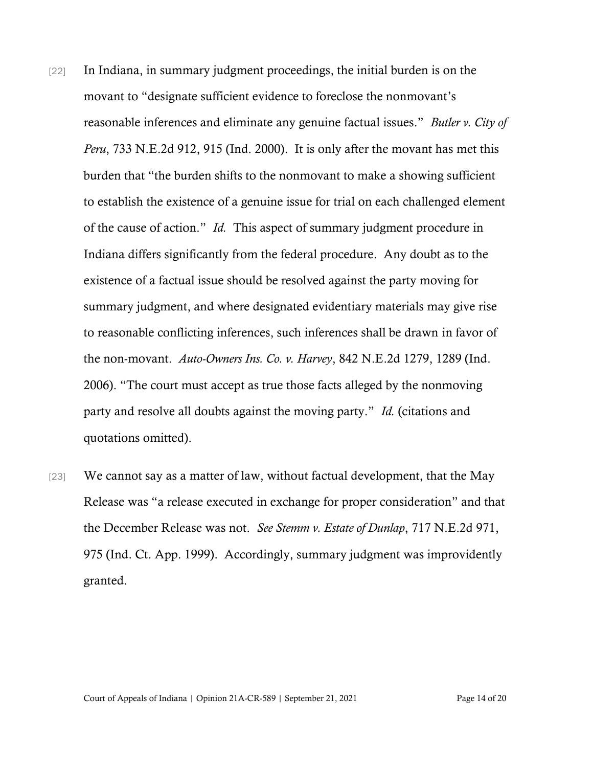[22] In Indiana, in summary judgment proceedings, the initial burden is on the movant to "designate sufficient evidence to foreclose the nonmovant's reasonable inferences and eliminate any genuine factual issues." *Butler v. City of Peru*, 733 N.E.2d 912, 915 (Ind. 2000). It is only after the movant has met this burden that "the burden shifts to the nonmovant to make a showing sufficient to establish the existence of a genuine issue for trial on each challenged element of the cause of action." *Id.* This aspect of summary judgment procedure in Indiana differs significantly from the federal procedure. Any doubt as to the existence of a factual issue should be resolved against the party moving for summary judgment, and where designated evidentiary materials may give rise to reasonable conflicting inferences, such inferences shall be drawn in favor of the non-movant. *Auto-Owners Ins. Co. v. Harvey*, 842 N.E.2d 1279, 1289 (Ind. 2006). "The court must accept as true those facts alleged by the nonmoving party and resolve all doubts against the moving party." *Id.* (citations and quotations omitted).

[23] We cannot say as a matter of law, without factual development, that the May Release was "a release executed in exchange for proper consideration" and that the December Release was not. *See Stemm v. Estate of Dunlap*, 717 N.E.2d 971, 975 (Ind. Ct. App. 1999). Accordingly, summary judgment was improvidently granted.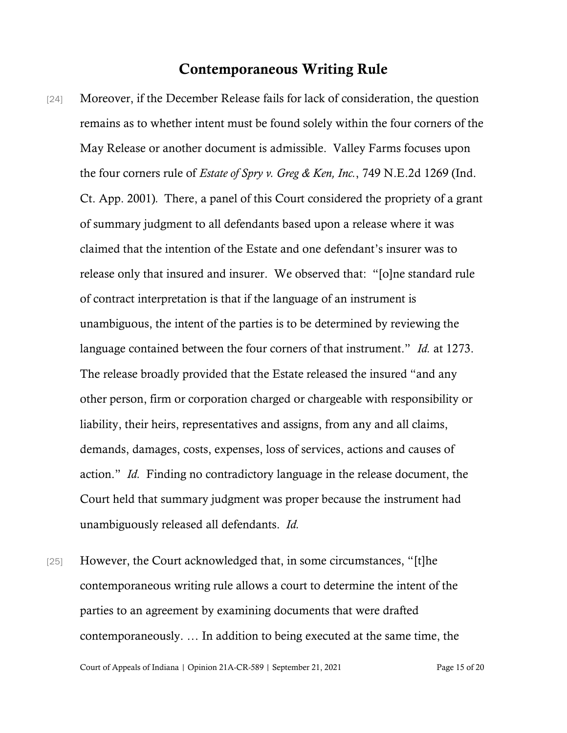## Contemporaneous Writing Rule

[24] Moreover, if the December Release fails for lack of consideration, the question remains as to whether intent must be found solely within the four corners of the May Release or another document is admissible. Valley Farms focuses upon the four corners rule of *Estate of Spry v. Greg & Ken, Inc.*, 749 N.E.2d 1269 (Ind. Ct. App. 2001). There, a panel of this Court considered the propriety of a grant of summary judgment to all defendants based upon a release where it was claimed that the intention of the Estate and one defendant's insurer was to release only that insured and insurer. We observed that: "[o]ne standard rule of contract interpretation is that if the language of an instrument is unambiguous, the intent of the parties is to be determined by reviewing the language contained between the four corners of that instrument." *Id.* at 1273. The release broadly provided that the Estate released the insured "and any other person, firm or corporation charged or chargeable with responsibility or liability, their heirs, representatives and assigns, from any and all claims, demands, damages, costs, expenses, loss of services, actions and causes of action." *Id.* Finding no contradictory language in the release document, the Court held that summary judgment was proper because the instrument had unambiguously released all defendants. *Id.*

[25] However, the Court acknowledged that, in some circumstances, "[t]he contemporaneous writing rule allows a court to determine the intent of the parties to an agreement by examining documents that were drafted contemporaneously. … In addition to being executed at the same time, the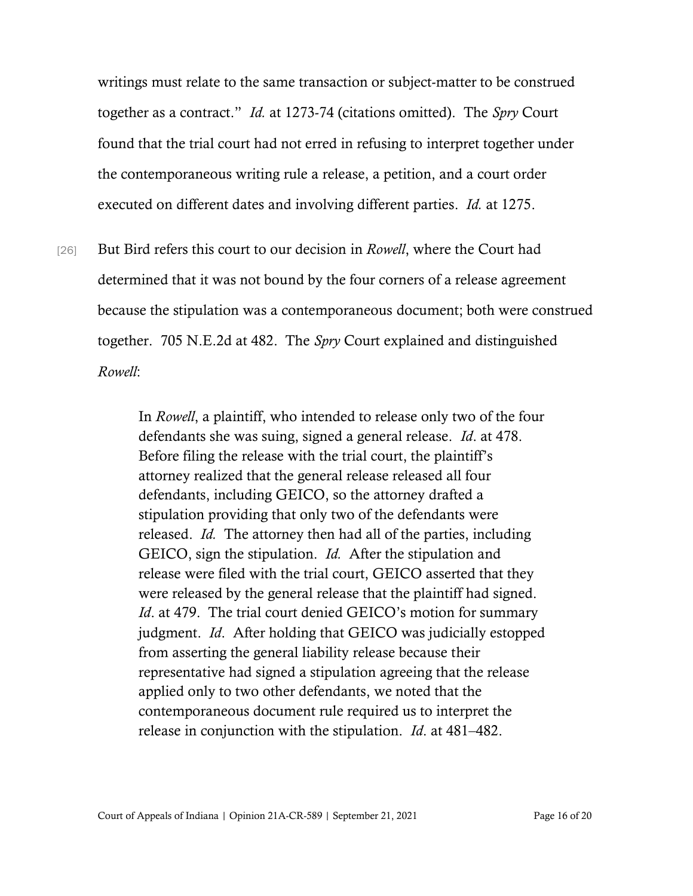writings must relate to the same transaction or subject-matter to be construed together as a contract." *Id.* at 1273-74 (citations omitted). The *Spry* Court found that the trial court had not erred in refusing to interpret together under the contemporaneous writing rule a release, a petition, and a court order executed on different dates and involving different parties. *Id.* at 1275.

[26] But Bird refers this court to our decision in *Rowell*, where the Court had determined that it was not bound by the four corners of a release agreement because the stipulation was a contemporaneous document; both were construed together. 705 N.E.2d at 482. The *Spry* Court explained and distinguished *Rowell*:

> In *Rowell*, a plaintiff, who intended to release only two of the four defendants she was suing, signed a general release. *Id*. at 478. Before filing the release with the trial court, the plaintiff's attorney realized that the general release released all four defendants, including GEICO, so the attorney drafted a stipulation providing that only two of the defendants were released. *Id.* The attorney then had all of the parties, including GEICO, sign the stipulation. *Id.* After the stipulation and release were filed with the trial court, GEICO asserted that they were released by the general release that the plaintiff had signed. *Id*. at 479. The trial court denied GEICO's motion for summary judgment. *Id*. After holding that GEICO was judicially estopped from asserting the general liability release because their representative had signed a stipulation agreeing that the release applied only to two other defendants, we noted that the contemporaneous document rule required us to interpret the release in conjunction with the stipulation. *Id*. at 481–482.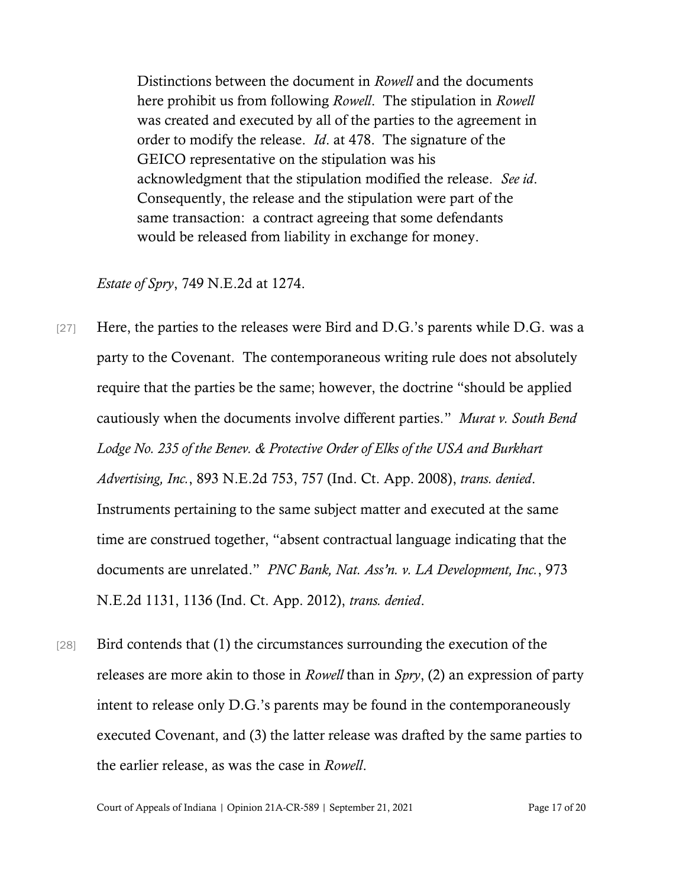> Distinctions between the document in *Rowell* and the documents here prohibit us from following *Rowell*. The stipulation in *Rowell* was created and executed by all of the parties to the agreement in order to modify the release. *Id*. at 478. The signature of the GEICO representative on the stipulation was his acknowledgment that the stipulation modified the release. *See id*. Consequently, the release and the stipulation were part of the same transaction: a contract agreeing that some defendants would be released from liability in exchange for money.

*Estate of Spry*, 749 N.E.2d at 1274.

[27] Here, the parties to the releases were Bird and D.G.'s parents while D.G. was a party to the Covenant. The contemporaneous writing rule does not absolutely require that the parties be the same; however, the doctrine "should be applied cautiously when the documents involve different parties." *Murat v. South Bend Lodge No. 235 of the Benev. & Protective Order of Elks of the USA and Burkhart Advertising, Inc.*, 893 N.E.2d 753, 757 (Ind. Ct. App. 2008), *trans. denied*. Instruments pertaining to the same subject matter and executed at the same time are construed together, "absent contractual language indicating that the documents are unrelated." *PNC Bank, Nat. Ass'n. v. LA Development, Inc.*, 973 N.E.2d 1131, 1136 (Ind. Ct. App. 2012), *trans. denied*.

[28] Bird contends that (1) the circumstances surrounding the execution of the releases are more akin to those in *Rowell* than in *Spry*, (2) an expression of party intent to release only D.G.'s parents may be found in the contemporaneously executed Covenant, and (3) the latter release was drafted by the same parties to the earlier release, as was the case in *Rowell*.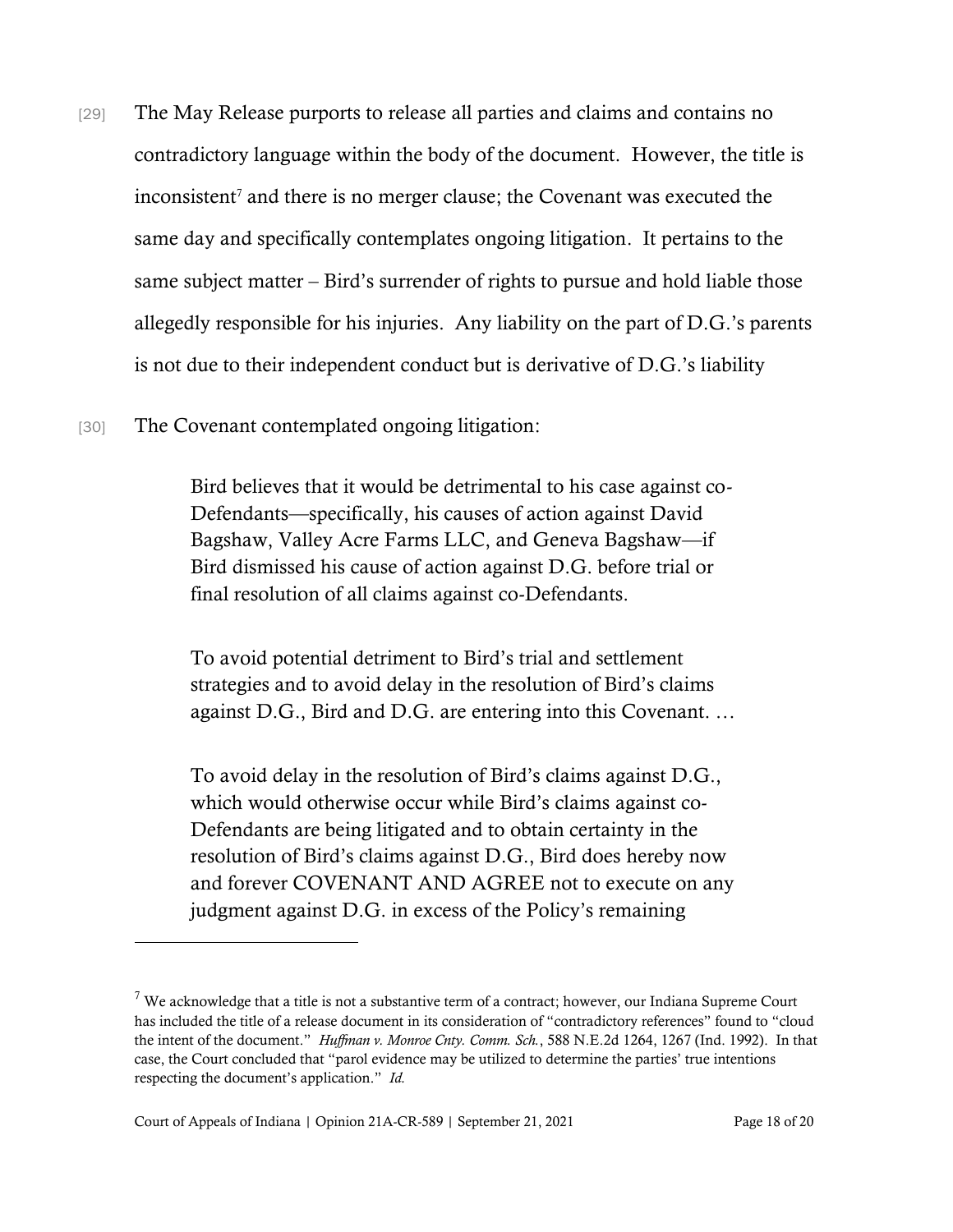[29] The May Release purports to release all parties and claims and contains no contradictory language within the body of the document. However, the title is inconsistent[7] and there is no merger clause; the Covenant was executed the same day and specifically contemplates ongoing litigation. It pertains to the same subject matter – Bird's surrender of rights to pursue and hold liable those allegedly responsible for his injuries. Any liability on the part of D.G.'s parents is not due to their independent conduct but is derivative of D.G.'s liability

[30] The Covenant contemplated ongoing litigation:

> Bird believes that it would be detrimental to his case against co-Defendants—specifically, his causes of action against David Bagshaw, Valley Acre Farms LLC, and Geneva Bagshaw—if Bird dismissed his cause of action against D.G. before trial or final resolution of all claims against co-Defendants.
>
> To avoid potential detriment to Bird's trial and settlement strategies and to avoid delay in the resolution of Bird's claims against D.G., Bird and D.G. are entering into this Covenant. …
>
> To avoid delay in the resolution of Bird's claims against D.G., which would otherwise occur while Bird's claims against co-Defendants are being litigated and to obtain certainty in the resolution of Bird's claims against D.G., Bird does hereby now and forever COVENANT AND AGREE not to execute on any judgment against D.G. in excess of the Policy's remaining

---

[7] We acknowledge that a title is not a substantive term of a contract; however, our Indiana Supreme Court has included the title of a release document in its consideration of "contradictory references" found to "cloud the intent of the document." *Huffman v. Monroe Cnty. Comm. Sch.*, 588 N.E.2d 1264, 1267 (Ind. 1992). In that case, the Court concluded that "parol evidence may be utilized to determine the parties' true intentions respecting the document's application." *Id.*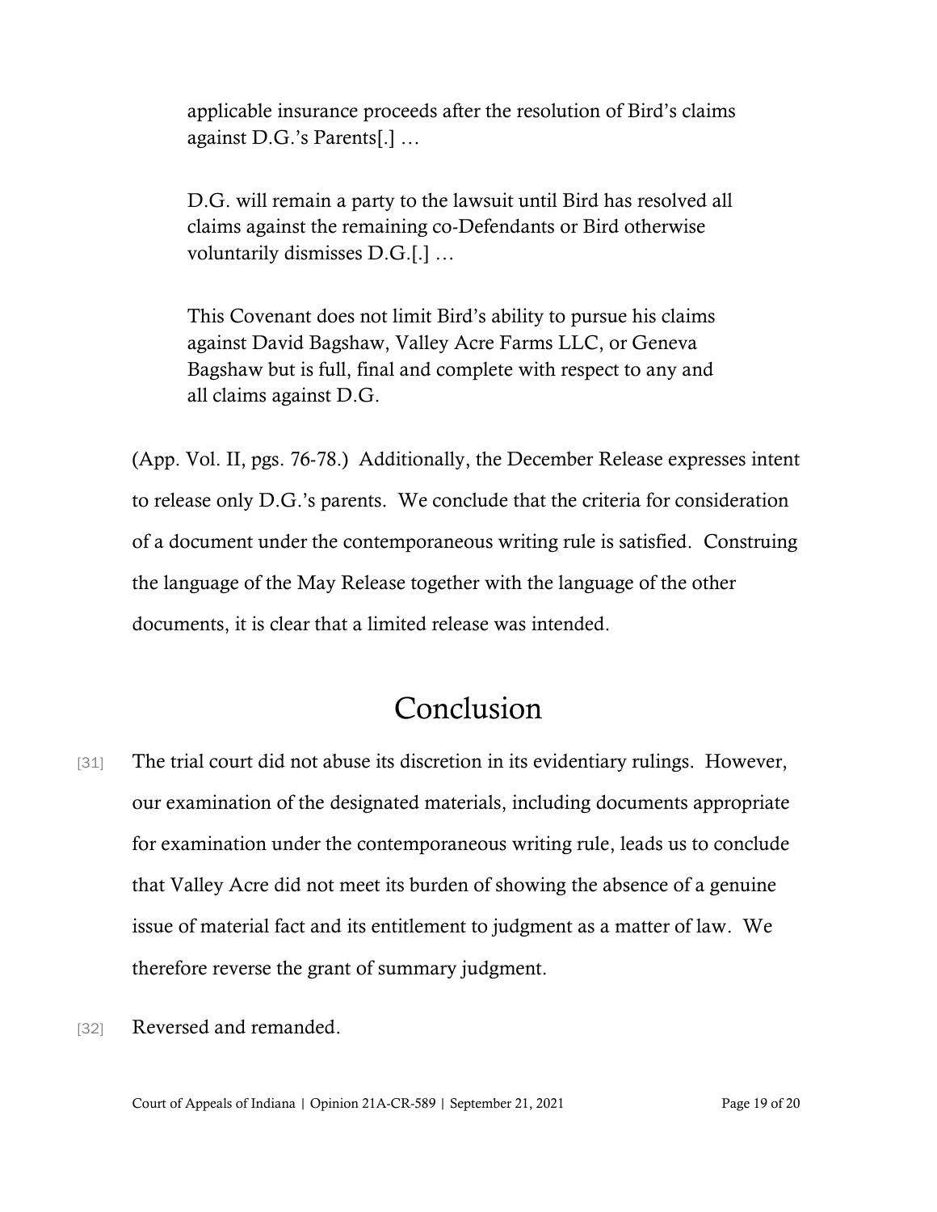> applicable insurance proceeds after the resolution of Bird's claims against D.G.'s Parents[.] …
>
> D.G. will remain a party to the lawsuit until Bird has resolved all claims against the remaining co-Defendants or Bird otherwise voluntarily dismisses D.G.[.] …
>
> This Covenant does not limit Bird's ability to pursue his claims against David Bagshaw, Valley Acre Farms LLC, or Geneva Bagshaw but is full, final and complete with respect to any and all claims against D.G.

(App. Vol. II, pgs. 76-78.) Additionally, the December Release expresses intent to release only D.G.'s parents. We conclude that the criteria for consideration of a document under the contemporaneous writing rule is satisfied. Construing the language of the May Release together with the language of the other documents, it is clear that a limited release was intended.

# Conclusion

[31] The trial court did not abuse its discretion in its evidentiary rulings. However, our examination of the designated materials, including documents appropriate for examination under the contemporaneous writing rule, leads us to conclude that Valley Acre did not meet its burden of showing the absence of a genuine issue of material fact and its entitlement to judgment as a matter of law. We therefore reverse the grant of summary judgment.

[32] Reversed and remanded.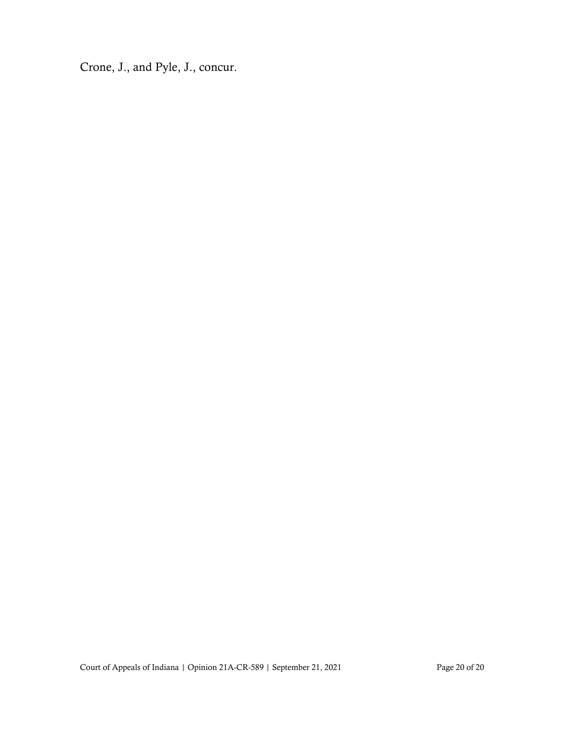Crone, J., and Pyle, J., concur.